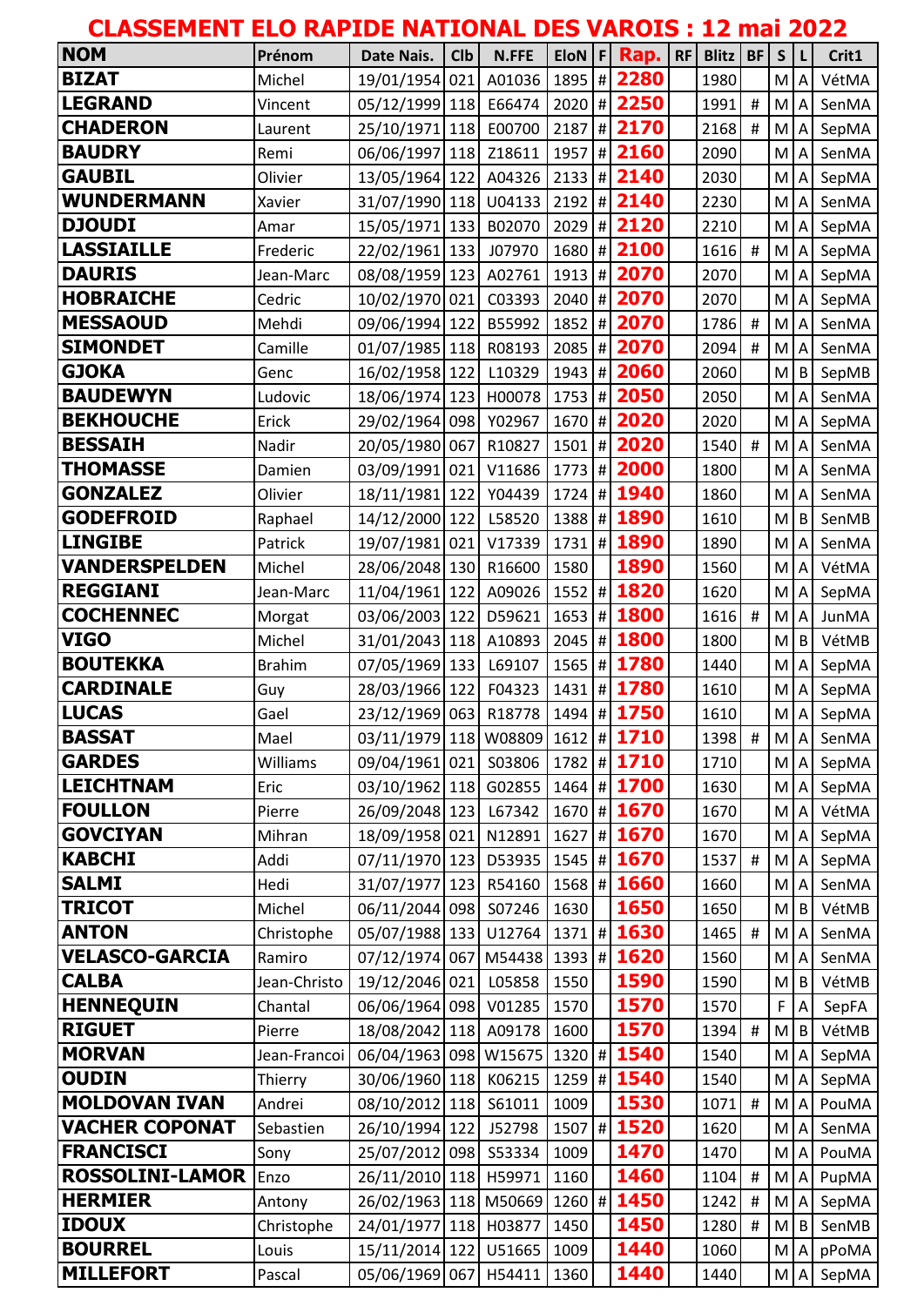# CLASSEMENT ELO RAPIDE NATIONAL DES VAROIS : 12 mai 2022

| NOM | Prénom | Date Nais. | Clb | N.FFE | EloN | F | Rap. | RF | Blitz | BF | S | L | Crit1 |
|---|---|---|---|---|---|---|---|---|---|---|---|---|---|
| BIZAT | Michel | 19/01/1954 | 021 | A01036 | 1895 | # | 2280 | | 1980 | | M | A | VétMA |
| LEGRAND | Vincent | 05/12/1999 | 118 | E66474 | 2020 | # | 2250 | | 1991 | # | M | A | SenMA |
| CHADERON | Laurent | 25/10/1971 | 118 | E00700 | 2187 | # | 2170 | | 2168 | # | M | A | SepMA |
| BAUDRY | Remi | 06/06/1997 | 118 | Z18611 | 1957 | # | 2160 | | 2090 | | M | A | SenMA |
| GAUBIL | Olivier | 13/05/1964 | 122 | A04326 | 2133 | # | 2140 | | 2030 | | M | A | SepMA |
| WUNDERMANN | Xavier | 31/07/1990 | 118 | U04133 | 2192 | # | 2140 | | 2230 | | M | A | SenMA |
| DJOUDI | Amar | 15/05/1971 | 133 | B02070 | 2029 | # | 2120 | | 2210 | | M | A | SepMA |
| LASSIAILLE | Frederic | 22/02/1961 | 133 | J07970 | 1680 | # | 2100 | | 1616 | # | M | A | SepMA |
| DAURIS | Jean-Marc | 08/08/1959 | 123 | A02761 | 1913 | # | 2070 | | 2070 | | M | A | SepMA |
| HOBRAICHE | Cedric | 10/02/1970 | 021 | C03393 | 2040 | # | 2070 | | 2070 | | M | A | SepMA |
| MESSAOUD | Mehdi | 09/06/1994 | 122 | B55992 | 1852 | # | 2070 | | 1786 | # | M | A | SenMA |
| SIMONDET | Camille | 01/07/1985 | 118 | R08193 | 2085 | # | 2070 | | 2094 | # | M | A | SenMA |
| GJOKA | Genc | 16/02/1958 | 122 | L10329 | 1943 | # | 2060 | | 2060 | | M | B | SepMB |
| BAUDEWYN | Ludovic | 18/06/1974 | 123 | H00078 | 1753 | # | 2050 | | 2050 | | M | A | SenMA |
| BEKHOUCHE | Erick | 29/02/1964 | 098 | Y02967 | 1670 | # | 2020 | | 2020 | | M | A | SepMA |
| BESSAIH | Nadir | 20/05/1980 | 067 | R10827 | 1501 | # | 2020 | | 1540 | # | M | A | SenMA |
| THOMASSE | Damien | 03/09/1991 | 021 | V11686 | 1773 | # | 2000 | | 1800 | | M | A | SenMA |
| GONZALEZ | Olivier | 18/11/1981 | 122 | Y04439 | 1724 | # | 1940 | | 1860 | | M | A | SenMA |
| GODEFROID | Raphael | 14/12/2000 | 122 | L58520 | 1388 | # | 1890 | | 1610 | | M | B | SenMB |
| LINGIBE | Patrick | 19/07/1981 | 021 | V17339 | 1731 | # | 1890 | | 1890 | | M | A | SenMA |
| VANDERSPELDEN | Michel | 28/06/2048 | 130 | R16600 | 1580 | | 1890 | | 1560 | | M | A | VétMA |
| REGGIANI | Jean-Marc | 11/04/1961 | 122 | A09026 | 1552 | # | 1820 | | 1620 | | M | A | SepMA |
| COCHENNEC | Morgat | 03/06/2003 | 122 | D59621 | 1653 | # | 1800 | | 1616 | # | M | A | JunMA |
| VIGO | Michel | 31/01/2043 | 118 | A10893 | 2045 | # | 1800 | | 1800 | | M | B | VétMB |
| BOUTEKKA | Brahim | 07/05/1969 | 133 | L69107 | 1565 | # | 1780 | | 1440 | | M | A | SepMA |
| CARDINALE | Guy | 28/03/1966 | 122 | F04323 | 1431 | # | 1780 | | 1610 | | M | A | SepMA |
| LUCAS | Gael | 23/12/1969 | 063 | R18778 | 1494 | # | 1750 | | 1610 | | M | A | SepMA |
| BASSAT | Mael | 03/11/1979 | 118 | W08809 | 1612 | # | 1710 | | 1398 | # | M | A | SenMA |
| GARDES | Williams | 09/04/1961 | 021 | S03806 | 1782 | # | 1710 | | 1710 | | M | A | SepMA |
| LEICHTNAM | Eric | 03/10/1962 | 118 | G02855 | 1464 | # | 1700 | | 1630 | | M | A | SepMA |
| FOULLON | Pierre | 26/09/2048 | 123 | L67342 | 1670 | # | 1670 | | 1670 | | M | A | VétMA |
| GOVCIYAN | Mihran | 18/09/1958 | 021 | N12891 | 1627 | # | 1670 | | 1670 | | M | A | SepMA |
| KABCHI | Addi | 07/11/1970 | 123 | D53935 | 1545 | # | 1670 | | 1537 | # | M | A | SepMA |
| SALMI | Hedi | 31/07/1977 | 123 | R54160 | 1568 | # | 1660 | | 1660 | | M | A | SenMA |
| TRICOT | Michel | 06/11/2044 | 098 | S07246 | 1630 | | 1650 | | 1650 | | M | B | VétMB |
| ANTON | Christophe | 05/07/1988 | 133 | U12764 | 1371 | # | 1630 | | 1465 | # | M | A | SenMA |
| VELASCO-GARCIA | Ramiro | 07/12/1974 | 067 | M54438 | 1393 | # | 1620 | | 1560 | | M | A | SenMA |
| CALBA | Jean-Christo | 19/12/2046 | 021 | L05858 | 1550 | | 1590 | | 1590 | | M | B | VétMB |
| HENNEQUIN | Chantal | 06/06/1964 | 098 | V01285 | 1570 | | 1570 | | 1570 | | F | A | SepFA |
| RIGUET | Pierre | 18/08/2042 | 118 | A09178 | 1600 | | 1570 | | 1394 | # | M | B | VétMB |
| MORVAN | Jean-Francoi | 06/04/1963 | 098 | W15675 | 1320 | # | 1540 | | 1540 | | M | A | SepMA |
| OUDIN | Thierry | 30/06/1960 | 118 | K06215 | 1259 | # | 1540 | | 1540 | | M | A | SepMA |
| MOLDOVAN IVAN | Andrei | 08/10/2012 | 118 | S61011 | 1009 | | 1530 | | 1071 | # | M | A | PouMA |
| VACHER COPONAT | Sebastien | 26/10/1994 | 122 | J52798 | 1507 | # | 1520 | | 1620 | | M | A | SenMA |
| FRANCISCI | Sony | 25/07/2012 | 098 | S53334 | 1009 | | 1470 | | 1470 | | M | A | PouMA |
| ROSSOLINI-LAMOR | Enzo | 26/11/2010 | 118 | H59971 | 1160 | | 1460 | | 1104 | # | M | A | PupMA |
| HERMIER | Antony | 26/02/1963 | 118 | M50669 | 1260 | # | 1450 | | 1242 | # | M | A | SepMA |
| IDOUX | Christophe | 24/01/1977 | 118 | H03877 | 1450 | | 1450 | | 1280 | # | M | B | SenMB |
| BOURREL | Louis | 15/11/2014 | 122 | U51665 | 1009 | | 1440 | | 1060 | | M | A | pPoMA |
| MILLEFORT | Pascal | 05/06/1969 | 067 | H54411 | 1360 | | 1440 | | 1440 | | M | A | SepMA |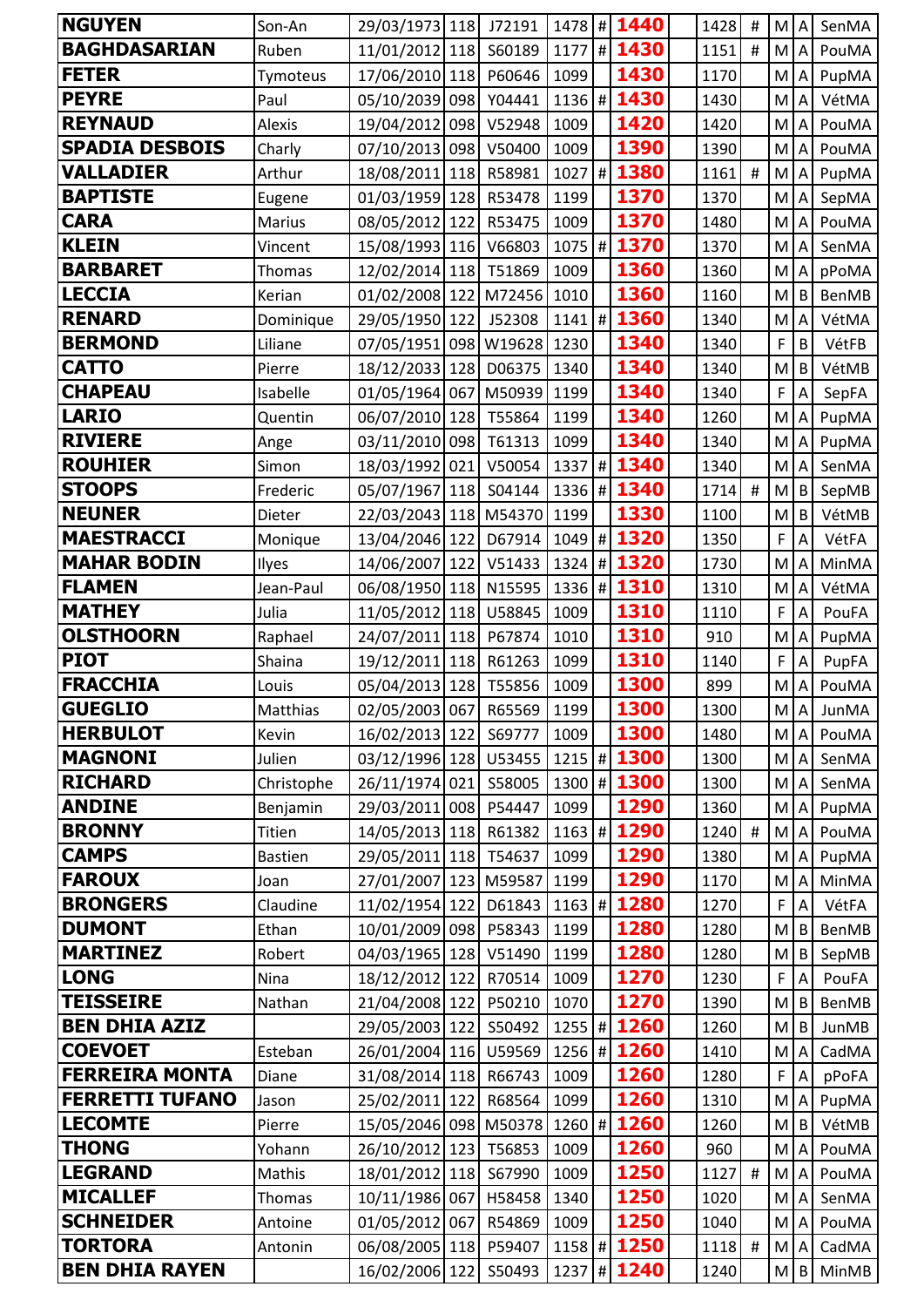| | | | | | | | | | | | | |
|---|---|---|---|---|---|---|---|---|---|---|---|---|
| **NGUYEN** | Son-An | 29/03/1973 | 118 | J72191 | 1478 | # | **1440** | 1428 | # | M | A | SenMA |
| **BAGHDASARIAN** | Ruben | 11/01/2012 | 118 | S60189 | 1177 | # | **1430** | 1151 | # | M | A | PouMA |
| **FETER** | Tymoteus | 17/06/2010 | 118 | P60646 | 1099 | | **1430** | 1170 | | M | A | PupMA |
| **PEYRE** | Paul | 05/10/2039 | 098 | Y04441 | 1136 | # | **1430** | 1430 | | M | A | VétMA |
| **REYNAUD** | Alexis | 19/04/2012 | 098 | V52948 | 1009 | | **1420** | 1420 | | M | A | PouMA |
| **SPADIA DESBOIS** | Charly | 07/10/2013 | 098 | V50400 | 1009 | | **1390** | 1390 | | M | A | PouMA |
| **VALLADIER** | Arthur | 18/08/2011 | 118 | R58981 | 1027 | # | **1380** | 1161 | # | M | A | PupMA |
| **BAPTISTE** | Eugene | 01/03/1959 | 128 | R53478 | 1199 | | **1370** | 1370 | | M | A | SepMA |
| **CARA** | Marius | 08/05/2012 | 122 | R53475 | 1009 | | **1370** | 1480 | | M | A | PouMA |
| **KLEIN** | Vincent | 15/08/1993 | 116 | V66803 | 1075 | # | **1370** | 1370 | | M | A | SenMA |
| **BARBARET** | Thomas | 12/02/2014 | 118 | T51869 | 1009 | | **1360** | 1360 | | M | A | pPoMA |
| **LECCIA** | Kerian | 01/02/2008 | 122 | M72456 | 1010 | | **1360** | 1160 | | M | B | BenMB |
| **RENARD** | Dominique | 29/05/1950 | 122 | J52308 | 1141 | # | **1360** | 1340 | | M | A | VétMA |
| **BERMOND** | Liliane | 07/05/1951 | 098 | W19628 | 1230 | | **1340** | 1340 | | F | B | VétFB |
| **CATTO** | Pierre | 18/12/2033 | 128 | D06375 | 1340 | | **1340** | 1340 | | M | B | VétMB |
| **CHAPEAU** | Isabelle | 01/05/1964 | 067 | M50939 | 1199 | | **1340** | 1340 | | F | A | SepFA |
| **LARIO** | Quentin | 06/07/2010 | 128 | T55864 | 1199 | | **1340** | 1260 | | M | A | PupMA |
| **RIVIERE** | Ange | 03/11/2010 | 098 | T61313 | 1099 | | **1340** | 1340 | | M | A | PupMA |
| **ROUHIER** | Simon | 18/03/1992 | 021 | V50054 | 1337 | # | **1340** | 1340 | | M | A | SenMA |
| **STOOPS** | Frederic | 05/07/1967 | 118 | S04144 | 1336 | # | **1340** | 1714 | # | M | B | SepMB |
| **NEUNER** | Dieter | 22/03/2043 | 118 | M54370 | 1199 | | **1330** | 1100 | | M | B | VétMB |
| **MAESTRACCI** | Monique | 13/04/2046 | 122 | D67914 | 1049 | # | **1320** | 1350 | | F | A | VétFA |
| **MAHAR BODIN** | Ilyes | 14/06/2007 | 122 | V51433 | 1324 | # | **1320** | 1730 | | M | A | MinMA |
| **FLAMEN** | Jean-Paul | 06/08/1950 | 118 | N15595 | 1336 | # | **1310** | 1310 | | M | A | VétMA |
| **MATHEY** | Julia | 11/05/2012 | 118 | U58845 | 1009 | | **1310** | 1110 | | F | A | PouFA |
| **OLSTHOORN** | Raphael | 24/07/2011 | 118 | P67874 | 1010 | | **1310** | 910 | | M | A | PupMA |
| **PIOT** | Shaina | 19/12/2011 | 118 | R61263 | 1099 | | **1310** | 1140 | | F | A | PupFA |
| **FRACCHIA** | Louis | 05/04/2013 | 128 | T55856 | 1009 | | **1300** | 899 | | M | A | PouMA |
| **GUEGLIO** | Matthias | 02/05/2003 | 067 | R65569 | 1199 | | **1300** | 1300 | | M | A | JunMA |
| **HERBULOT** | Kevin | 16/02/2013 | 122 | S69777 | 1009 | | **1300** | 1480 | | M | A | PouMA |
| **MAGNONI** | Julien | 03/12/1996 | 128 | U53455 | 1215 | # | **1300** | 1300 | | M | A | SenMA |
| **RICHARD** | Christophe | 26/11/1974 | 021 | S58005 | 1300 | # | **1300** | 1300 | | M | A | SenMA |
| **ANDINE** | Benjamin | 29/03/2011 | 008 | P54447 | 1099 | | **1290** | 1360 | | M | A | PupMA |
| **BRONNY** | Titien | 14/05/2013 | 118 | R61382 | 1163 | # | **1290** | 1240 | # | M | A | PouMA |
| **CAMPS** | Bastien | 29/05/2011 | 118 | T54637 | 1099 | | **1290** | 1380 | | M | A | PupMA |
| **FAROUX** | Joan | 27/01/2007 | 123 | M59587 | 1199 | | **1290** | 1170 | | M | A | MinMA |
| **BRONGERS** | Claudine | 11/02/1954 | 122 | D61843 | 1163 | # | **1280** | 1270 | | F | A | VétFA |
| **DUMONT** | Ethan | 10/01/2009 | 098 | P58343 | 1199 | | **1280** | 1280 | | M | B | BenMB |
| **MARTINEZ** | Robert | 04/03/1965 | 128 | V51490 | 1199 | | **1280** | 1280 | | M | B | SepMB |
| **LONG** | Nina | 18/12/2012 | 122 | R70514 | 1009 | | **1270** | 1230 | | F | A | PouFA |
| **TEISSEIRE** | Nathan | 21/04/2008 | 122 | P50210 | 1070 | | **1270** | 1390 | | M | B | BenMB |
| **BEN DHIA AZIZ** | | 29/05/2003 | 122 | S50492 | 1255 | # | **1260** | 1260 | | M | B | JunMB |
| **COEVOET** | Esteban | 26/01/2004 | 116 | U59569 | 1256 | # | **1260** | 1410 | | M | A | CadMA |
| **FERREIRA MONTA** | Diane | 31/08/2014 | 118 | R66743 | 1009 | | **1260** | 1280 | | F | A | pPoFA |
| **FERRETTI TUFANO** | Jason | 25/02/2011 | 122 | R68564 | 1099 | | **1260** | 1310 | | M | A | PupMA |
| **LECOMTE** | Pierre | 15/05/2046 | 098 | M50378 | 1260 | # | **1260** | 1260 | | M | B | VétMB |
| **THONG** | Yohann | 26/10/2012 | 123 | T56853 | 1009 | | **1260** | 960 | | M | A | PouMA |
| **LEGRAND** | Mathis | 18/01/2012 | 118 | S67990 | 1009 | | **1250** | 1127 | # | M | A | PouMA |
| **MICALLEF** | Thomas | 10/11/1986 | 067 | H58458 | 1340 | | **1250** | 1020 | | M | A | SenMA |
| **SCHNEIDER** | Antoine | 01/05/2012 | 067 | R54869 | 1009 | | **1250** | 1040 | | M | A | PouMA |
| **TORTORA** | Antonin | 06/08/2005 | 118 | P59407 | 1158 | # | **1250** | 1118 | # | M | A | CadMA |
| **BEN DHIA RAYEN** | | 16/02/2006 | 122 | S50493 | 1237 | # | **1240** | 1240 | | M | B | MinMB |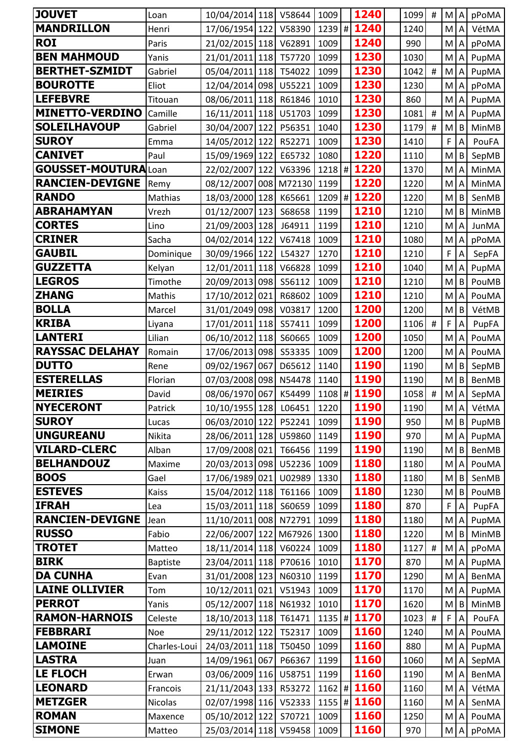| | | | | | | | | | | | | |
|---|---|---|---|---|---|---|---|---|---|---|---|---|
| **JOUVET** | Loan | 10/04/2014 | 118 | V58644 | 1009 | | **1240** | 1099 | # | M | A | pPoMA |
| **MANDRILLON** | Henri | 17/06/1954 | 122 | V58390 | 1239 | # | **1240** | 1240 | | M | A | VétMA |
| **ROI** | Paris | 21/02/2015 | 118 | V62891 | 1009 | | **1240** | 990 | | M | A | pPoMA |
| **BEN MAHMOUD** | Yanis | 21/01/2011 | 118 | T57720 | 1099 | | **1230** | 1030 | | M | A | PupMA |
| **BERTHET-SZMIDT** | Gabriel | 05/04/2011 | 118 | T54022 | 1099 | | **1230** | 1042 | # | M | A | PupMA |
| **BOUROTTE** | Eliot | 12/04/2014 | 098 | U55221 | 1009 | | **1230** | 1230 | | M | A | pPoMA |
| **LEFEBVRE** | Titouan | 08/06/2011 | 118 | R61846 | 1010 | | **1230** | 860 | | M | A | PupMA |
| **MINETTO-VERDINO** | Camille | 16/11/2011 | 118 | U51703 | 1099 | | **1230** | 1081 | # | M | A | PupMA |
| **SOLEILHAVOUP** | Gabriel | 30/04/2007 | 122 | P56351 | 1040 | | **1230** | 1179 | # | M | B | MinMB |
| **SUROY** | Emma | 14/05/2012 | 122 | R52271 | 1009 | | **1230** | 1410 | | F | A | PouFA |
| **CANIVET** | Paul | 15/09/1969 | 122 | E65732 | 1080 | | **1220** | 1110 | | M | B | SepMB |
| **GOUSSET-MOUTURA** | Loan | 22/02/2007 | 122 | V63396 | 1218 | # | **1220** | 1370 | | M | A | MinMA |
| **RANCIEN-DEVIGNE** | Remy | 08/12/2007 | 008 | M72130 | 1199 | | **1220** | 1220 | | M | A | MinMA |
| **RANDO** | Mathias | 18/03/2000 | 128 | K65661 | 1209 | # | **1220** | 1220 | | M | B | SenMB |
| **ABRAHAMYAN** | Vrezh | 01/12/2007 | 123 | S68658 | 1199 | | **1210** | 1210 | | M | B | MinMB |
| **CORTES** | Lino | 21/09/2003 | 128 | J64911 | 1199 | | **1210** | 1210 | | M | A | JunMA |
| **CRINER** | Sacha | 04/02/2014 | 122 | V67418 | 1009 | | **1210** | 1080 | | M | A | pPoMA |
| **GAUBIL** | Dominique | 30/09/1966 | 122 | L54327 | 1270 | | **1210** | 1210 | | F | A | SepFA |
| **GUZZETTA** | Kelyan | 12/01/2011 | 118 | V66828 | 1099 | | **1210** | 1040 | | M | A | PupMA |
| **LEGROS** | Timothe | 20/09/2013 | 098 | S56112 | 1009 | | **1210** | 1210 | | M | B | PouMB |
| **ZHANG** | Mathis | 17/10/2012 | 021 | R68602 | 1009 | | **1210** | 1210 | | M | A | PouMA |
| **BOLLA** | Marcel | 31/01/2049 | 098 | V03817 | 1200 | | **1200** | 1200 | | M | B | VétMB |
| **KRIBA** | Liyana | 17/01/2011 | 118 | S57411 | 1099 | | **1200** | 1106 | # | F | A | PupFA |
| **LANTERI** | Lilian | 06/10/2012 | 118 | S60665 | 1009 | | **1200** | 1050 | | M | A | PouMA |
| **RAYSSAC DELAHAY** | Romain | 17/06/2013 | 098 | S53335 | 1009 | | **1200** | 1200 | | M | A | PouMA |
| **DUTTO** | Rene | 09/02/1967 | 067 | D65612 | 1140 | | **1190** | 1190 | | M | B | SepMB |
| **ESTERELLAS** | Florian | 07/03/2008 | 098 | N54478 | 1140 | | **1190** | 1190 | | M | B | BenMB |
| **MEIRIES** | David | 08/06/1970 | 067 | K54499 | 1108 | # | **1190** | 1058 | # | M | A | SepMA |
| **NYECERONT** | Patrick | 10/10/1955 | 128 | L06451 | 1220 | | **1190** | 1190 | | M | A | VétMA |
| **SUROY** | Lucas | 06/03/2010 | 122 | P52241 | 1099 | | **1190** | 950 | | M | B | PupMB |
| **UNGUREANU** | Nikita | 28/06/2011 | 128 | U59860 | 1149 | | **1190** | 970 | | M | A | PupMA |
| **VILARD-CLERC** | Alban | 17/09/2008 | 021 | T66456 | 1199 | | **1190** | 1190 | | M | B | BenMB |
| **BELHANDOUZ** | Maxime | 20/03/2013 | 098 | U52236 | 1009 | | **1180** | 1180 | | M | A | PouMA |
| **BOOS** | Gael | 17/06/1989 | 021 | U02989 | 1330 | | **1180** | 1180 | | M | B | SenMB |
| **ESTEVES** | Kaiss | 15/04/2012 | 118 | T61166 | 1009 | | **1180** | 1230 | | M | B | PouMB |
| **IFRAH** | Lea | 15/03/2011 | 118 | S60659 | 1099 | | **1180** | 870 | | F | A | PupFA |
| **RANCIEN-DEVIGNE** | Jean | 11/10/2011 | 008 | N72791 | 1099 | | **1180** | 1180 | | M | A | PupMA |
| **RUSSO** | Fabio | 22/06/2007 | 122 | M67926 | 1300 | | **1180** | 1220 | | M | B | MinMB |
| **TROTET** | Matteo | 18/11/2014 | 118 | V60224 | 1009 | | **1180** | 1127 | # | M | A | pPoMA |
| **BIRK** | Baptiste | 23/04/2011 | 118 | P70616 | 1010 | | **1170** | 870 | | M | A | PupMA |
| **DA CUNHA** | Evan | 31/01/2008 | 123 | N60310 | 1199 | | **1170** | 1290 | | M | A | BenMA |
| **LAINE OLLIVIER** | Tom | 10/12/2011 | 021 | V51943 | 1009 | | **1170** | 1170 | | M | A | PupMA |
| **PERROT** | Yanis | 05/12/2007 | 118 | N61932 | 1010 | | **1170** | 1620 | | M | B | MinMB |
| **RAMON-HARNOIS** | Celeste | 18/10/2013 | 118 | T61471 | 1135 | # | **1170** | 1023 | # | F | A | PouFA |
| **FEBBRARI** | Noe | 29/11/2012 | 122 | T52317 | 1009 | | **1160** | 1240 | | M | A | PouMA |
| **LAMOINE** | Charles-Loui | 24/03/2011 | 118 | T50450 | 1099 | | **1160** | 880 | | M | A | PupMA |
| **LASTRA** | Juan | 14/09/1961 | 067 | P66367 | 1199 | | **1160** | 1060 | | M | A | SepMA |
| **LE FLOCH** | Erwan | 03/06/2009 | 116 | U58751 | 1199 | | **1160** | 1190 | | M | A | BenMA |
| **LEONARD** | Francois | 21/11/2043 | 133 | R53272 | 1162 | # | **1160** | 1160 | | M | A | VétMA |
| **METZGER** | Nicolas | 02/07/1998 | 116 | V52333 | 1155 | # | **1160** | 1160 | | M | A | SenMA |
| **ROMAN** | Maxence | 05/10/2012 | 122 | S70721 | 1009 | | **1160** | 1250 | | M | A | PouMA |
| **SIMONE** | Matteo | 25/03/2014 | 118 | V59458 | 1009 | | **1160** | 970 | | M | A | pPoMA |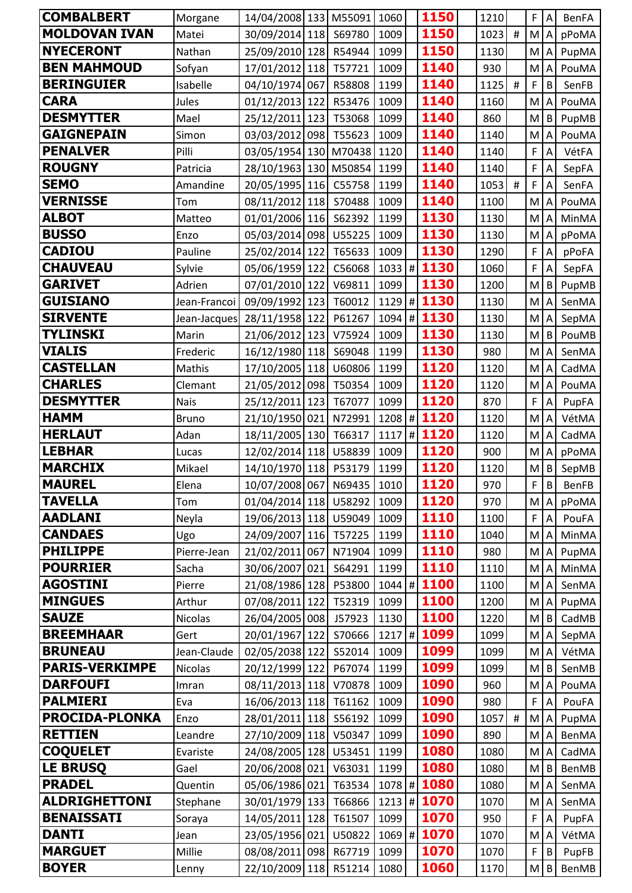| | | | | | | | | | | | | |
|---|---|---|---|---|---|---|---|---|---|---|---|---|
| **COMBALBERT** | Morgane | 14/04/2008 | 133 | M55091 | 1060 | | **1150** | 1210 | | F | A | BenFA |
| **MOLDOVAN IVAN** | Matei | 30/09/2014 | 118 | S69780 | 1009 | | **1150** | 1023 | # | M | A | pPoMA |
| **NYECERONT** | Nathan | 25/09/2010 | 128 | R54944 | 1099 | | **1150** | 1130 | | M | A | PupMA |
| **BEN MAHMOUD** | Sofyan | 17/01/2012 | 118 | T57721 | 1009 | | **1140** | 930 | | M | A | PouMA |
| **BERINGUIER** | Isabelle | 04/10/1974 | 067 | R58808 | 1199 | | **1140** | 1125 | # | F | B | SenFB |
| **CARA** | Jules | 01/12/2013 | 122 | R53476 | 1009 | | **1140** | 1160 | | M | A | PouMA |
| **DESMYTTER** | Mael | 25/12/2011 | 123 | T53068 | 1099 | | **1140** | 860 | | M | B | PupMB |
| **GAIGNEPAIN** | Simon | 03/03/2012 | 098 | T55623 | 1009 | | **1140** | 1140 | | M | A | PouMA |
| **PENALVER** | Pilli | 03/05/1954 | 130 | M70438 | 1120 | | **1140** | 1140 | | F | A | VétFA |
| **ROUGNY** | Patricia | 28/10/1963 | 130 | M50854 | 1199 | | **1140** | 1140 | | F | A | SepFA |
| **SEMO** | Amandine | 20/05/1995 | 116 | C55758 | 1199 | | **1140** | 1053 | # | F | A | SenFA |
| **VERNISSE** | Tom | 08/11/2012 | 118 | S70488 | 1009 | | **1140** | 1100 | | M | A | PouMA |
| **ALBOT** | Matteo | 01/01/2006 | 116 | S62392 | 1199 | | **1130** | 1130 | | M | A | MinMA |
| **BUSSO** | Enzo | 05/03/2014 | 098 | U55225 | 1009 | | **1130** | 1130 | | M | A | pPoMA |
| **CADIOU** | Pauline | 25/02/2014 | 122 | T65633 | 1009 | | **1130** | 1290 | | F | A | pPoFA |
| **CHAUVEAU** | Sylvie | 05/06/1959 | 122 | C56068 | 1033 | # | **1130** | 1060 | | F | A | SepFA |
| **GARIVET** | Adrien | 07/01/2010 | 122 | V69811 | 1099 | | **1130** | 1200 | | M | B | PupMB |
| **GUISIANO** | Jean-Francoi | 09/09/1992 | 123 | T60012 | 1129 | # | **1130** | 1130 | | M | A | SenMA |
| **SIRVENTE** | Jean-Jacques | 28/11/1958 | 122 | P61267 | 1094 | # | **1130** | 1130 | | M | A | SepMA |
| **TYLINSKI** | Marin | 21/06/2012 | 123 | V75924 | 1009 | | **1130** | 1130 | | M | B | PouMB |
| **VIALIS** | Frederic | 16/12/1980 | 118 | S69048 | 1199 | | **1130** | 980 | | M | A | SenMA |
| **CASTELLAN** | Mathis | 17/10/2005 | 118 | U60806 | 1199 | | **1120** | 1120 | | M | A | CadMA |
| **CHARLES** | Clemant | 21/05/2012 | 098 | T50354 | 1009 | | **1120** | 1120 | | M | A | PouMA |
| **DESMYTTER** | Nais | 25/12/2011 | 123 | T67077 | 1099 | | **1120** | 870 | | F | A | PupFA |
| **HAMM** | Bruno | 21/10/1950 | 021 | N72991 | 1208 | # | **1120** | 1120 | | M | A | VétMA |
| **HERLAUT** | Adan | 18/11/2005 | 130 | T66317 | 1117 | # | **1120** | 1120 | | M | A | CadMA |
| **LEBHAR** | Lucas | 12/02/2014 | 118 | U58839 | 1009 | | **1120** | 900 | | M | A | pPoMA |
| **MARCHIX** | Mikael | 14/10/1970 | 118 | P53179 | 1199 | | **1120** | 1120 | | M | B | SepMB |
| **MAUREL** | Elena | 10/07/2008 | 067 | N69435 | 1010 | | **1120** | 970 | | F | B | BenFB |
| **TAVELLA** | Tom | 01/04/2014 | 118 | U58292 | 1009 | | **1120** | 970 | | M | A | pPoMA |
| **AADLANI** | Neyla | 19/06/2013 | 118 | U59049 | 1009 | | **1110** | 1100 | | F | A | PouFA |
| **CANDAES** | Ugo | 24/09/2007 | 116 | T57225 | 1199 | | **1110** | 1040 | | M | A | MinMA |
| **PHILIPPE** | Pierre-Jean | 21/02/2011 | 067 | N71904 | 1099 | | **1110** | 980 | | M | A | PupMA |
| **POURRIER** | Sacha | 30/06/2007 | 021 | S64291 | 1199 | | **1110** | 1110 | | M | A | MinMA |
| **AGOSTINI** | Pierre | 21/08/1986 | 128 | P53800 | 1044 | # | **1100** | 1100 | | M | A | SenMA |
| **MINGUES** | Arthur | 07/08/2011 | 122 | T52319 | 1099 | | **1100** | 1200 | | M | A | PupMA |
| **SAUZE** | Nicolas | 26/04/2005 | 008 | J57923 | 1130 | | **1100** | 1220 | | M | B | CadMB |
| **BREEMHAAR** | Gert | 20/01/1967 | 122 | S70666 | 1217 | # | **1099** | 1099 | | M | A | SepMA |
| **BRUNEAU** | Jean-Claude | 02/05/2038 | 122 | S52014 | 1009 | | **1099** | 1099 | | M | A | VétMA |
| **PARIS-VERKIMPE** | Nicolas | 20/12/1999 | 122 | P67074 | 1199 | | **1099** | 1099 | | M | B | SenMB |
| **DARFOUFI** | Imran | 08/11/2013 | 118 | V70878 | 1009 | | **1090** | 960 | | M | A | PouMA |
| **PALMIERI** | Eva | 16/06/2013 | 118 | T61162 | 1009 | | **1090** | 980 | | F | A | PouFA |
| **PROCIDA-PLONKA** | Enzo | 28/01/2011 | 118 | S56192 | 1099 | | **1090** | 1057 | # | M | A | PupMA |
| **RETTIEN** | Leandre | 27/10/2009 | 118 | V50347 | 1099 | | **1090** | 890 | | M | A | BenMA |
| **COQUELET** | Evariste | 24/08/2005 | 128 | U53451 | 1199 | | **1080** | 1080 | | M | A | CadMA |
| **LE BRUSQ** | Gael | 20/06/2008 | 021 | V63031 | 1199 | | **1080** | 1080 | | M | B | BenMB |
| **PRADEL** | Quentin | 05/06/1986 | 021 | T63534 | 1078 | # | **1080** | 1080 | | M | A | SenMA |
| **ALDRIGHETTONI** | Stephane | 30/01/1979 | 133 | T66866 | 1213 | # | **1070** | 1070 | | M | A | SenMA |
| **BENAISSATI** | Soraya | 14/05/2011 | 128 | T61507 | 1099 | | **1070** | 950 | | F | A | PupFA |
| **DANTI** | Jean | 23/05/1956 | 021 | U50822 | 1069 | # | **1070** | 1070 | | M | A | VétMA |
| **MARGUET** | Millie | 08/08/2011 | 098 | R67719 | 1099 | | **1070** | 1070 | | F | B | PupFB |
| **BOYER** | Lenny | 22/10/2009 | 118 | R51214 | 1080 | | **1060** | 1170 | | M | B | BenMB |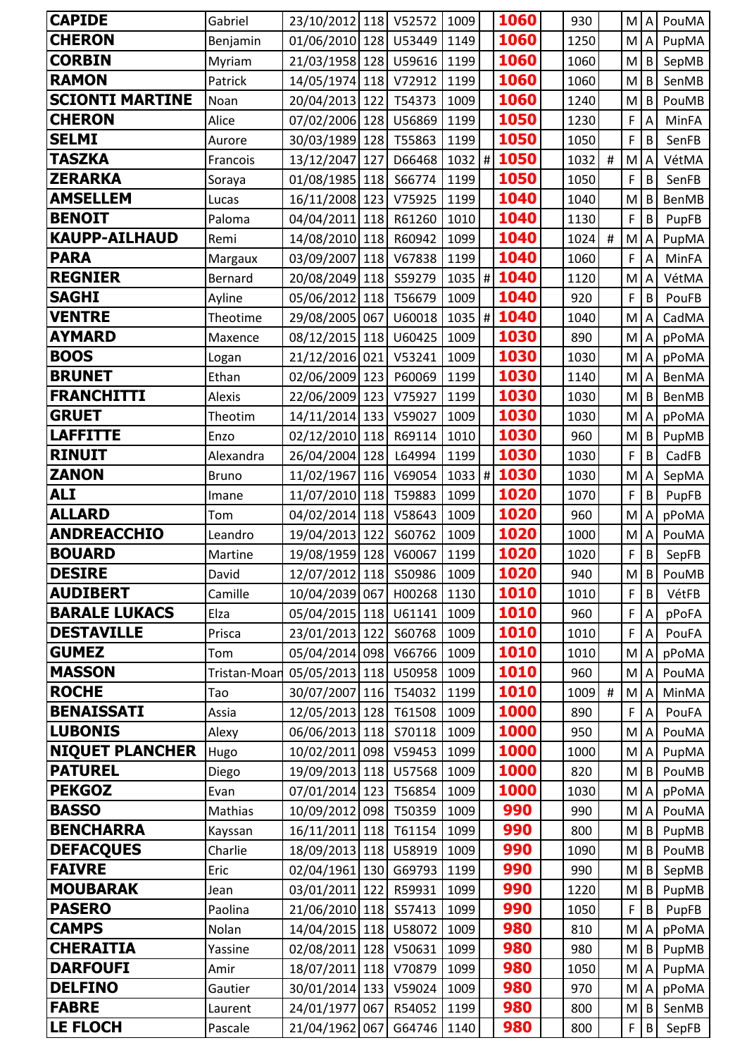| | | | | | | | | | | | | |
|---|---|---|---|---|---|---|---|---|---|---|---|---|
| **CAPIDE** | Gabriel | 23/10/2012 | 118 | V52572 | 1009 | | **1060** | 930 | | M | A | PouMA |
| **CHERON** | Benjamin | 01/06/2010 | 128 | U53449 | 1149 | | **1060** | 1250 | | M | A | PupMA |
| **CORBIN** | Myriam | 21/03/1958 | 128 | U59616 | 1199 | | **1060** | 1060 | | M | B | SepMB |
| **RAMON** | Patrick | 14/05/1974 | 118 | V72912 | 1199 | | **1060** | 1060 | | M | B | SenMB |
| **SCIONTI MARTINE** | Noan | 20/04/2013 | 122 | T54373 | 1009 | | **1060** | 1240 | | M | B | PouMB |
| **CHERON** | Alice | 07/02/2006 | 128 | U56869 | 1199 | | **1050** | 1230 | | F | A | MinFA |
| **SELMI** | Aurore | 30/03/1989 | 128 | T55863 | 1199 | | **1050** | 1050 | | F | B | SenFB |
| **TASZKA** | Francois | 13/12/2047 | 127 | D66468 | 1032 | # | **1050** | 1032 | # | M | A | VétMA |
| **ZERARKA** | Soraya | 01/08/1985 | 118 | S66774 | 1199 | | **1050** | 1050 | | F | B | SenFB |
| **AMSELLEM** | Lucas | 16/11/2008 | 123 | V75925 | 1199 | | **1040** | 1040 | | M | B | BenMB |
| **BENOIT** | Paloma | 04/04/2011 | 118 | R61260 | 1010 | | **1040** | 1130 | | F | B | PupFB |
| **KAUPP-AILHAUD** | Remi | 14/08/2010 | 118 | R60942 | 1099 | | **1040** | 1024 | # | M | A | PupMA |
| **PARA** | Margaux | 03/09/2007 | 118 | V67838 | 1199 | | **1040** | 1060 | | F | A | MinFA |
| **REGNIER** | Bernard | 20/08/2049 | 118 | S59279 | 1035 | # | **1040** | 1120 | | M | A | VétMA |
| **SAGHI** | Ayline | 05/06/2012 | 118 | T56679 | 1009 | | **1040** | 920 | | F | B | PouFB |
| **VENTRE** | Theotime | 29/08/2005 | 067 | U60018 | 1035 | # | **1040** | 1040 | | M | A | CadMA |
| **AYMARD** | Maxence | 08/12/2015 | 118 | U60425 | 1009 | | **1030** | 890 | | M | A | pPoMA |
| **BOOS** | Logan | 21/12/2016 | 021 | V53241 | 1009 | | **1030** | 1030 | | M | A | pPoMA |
| **BRUNET** | Ethan | 02/06/2009 | 123 | P60069 | 1199 | | **1030** | 1140 | | M | A | BenMA |
| **FRANCHITTI** | Alexis | 22/06/2009 | 123 | V75927 | 1199 | | **1030** | 1030 | | M | B | BenMB |
| **GRUET** | Theotim | 14/11/2014 | 133 | V59027 | 1009 | | **1030** | 1030 | | M | A | pPoMA |
| **LAFFITTE** | Enzo | 02/12/2010 | 118 | R69114 | 1010 | | **1030** | 960 | | M | B | PupMB |
| **RINUIT** | Alexandra | 26/04/2004 | 128 | L64994 | 1199 | | **1030** | 1030 | | F | B | CadFB |
| **ZANON** | Bruno | 11/02/1967 | 116 | V69054 | 1033 | # | **1030** | 1030 | | M | A | SepMA |
| **ALI** | Imane | 11/07/2010 | 118 | T59883 | 1099 | | **1020** | 1070 | | F | B | PupFB |
| **ALLARD** | Tom | 04/02/2014 | 118 | V58643 | 1009 | | **1020** | 960 | | M | A | pPoMA |
| **ANDREACCHIO** | Leandro | 19/04/2013 | 122 | S60762 | 1009 | | **1020** | 1000 | | M | A | PouMA |
| **BOUARD** | Martine | 19/08/1959 | 128 | V60067 | 1199 | | **1020** | 1020 | | F | B | SepFB |
| **DESIRE** | David | 12/07/2012 | 118 | S50986 | 1009 | | **1020** | 940 | | M | B | PouMB |
| **AUDIBERT** | Camille | 10/04/2039 | 067 | H00268 | 1130 | | **1010** | 1010 | | F | B | VétFB |
| **BARALE LUKACS** | Elza | 05/04/2015 | 118 | U61141 | 1009 | | **1010** | 960 | | F | A | pPoFA |
| **DESTAVILLE** | Prisca | 23/01/2013 | 122 | S60768 | 1009 | | **1010** | 1010 | | F | A | PouFA |
| **GUMEZ** | Tom | 05/04/2014 | 098 | V66766 | 1009 | | **1010** | 1010 | | M | A | pPoMA |
| **MASSON** | Tristan-Moan | 05/05/2013 | 118 | U50958 | 1009 | | **1010** | 960 | | M | A | PouMA |
| **ROCHE** | Tao | 30/07/2007 | 116 | T54032 | 1199 | | **1010** | 1009 | # | M | A | MinMA |
| **BENAISSATI** | Assia | 12/05/2013 | 128 | T61508 | 1009 | | **1000** | 890 | | F | A | PouFA |
| **LUBONIS** | Alexy | 06/06/2013 | 118 | S70118 | 1009 | | **1000** | 950 | | M | A | PouMA |
| **NIQUET PLANCHER** | Hugo | 10/02/2011 | 098 | V59453 | 1099 | | **1000** | 1000 | | M | A | PupMA |
| **PATUREL** | Diego | 19/09/2013 | 118 | U57568 | 1009 | | **1000** | 820 | | M | B | PouMB |
| **PEKGOZ** | Evan | 07/01/2014 | 123 | T56854 | 1009 | | **1000** | 1030 | | M | A | pPoMA |
| **BASSO** | Mathias | 10/09/2012 | 098 | T50359 | 1009 | | **990** | 990 | | M | A | PouMA |
| **BENCHARRA** | Kayssan | 16/11/2011 | 118 | T61154 | 1099 | | **990** | 800 | | M | B | PupMB |
| **DEFACQUES** | Charlie | 18/09/2013 | 118 | U58919 | 1009 | | **990** | 1090 | | M | B | PouMB |
| **FAIVRE** | Eric | 02/04/1961 | 130 | G69793 | 1199 | | **990** | 990 | | M | B | SepMB |
| **MOUBARAK** | Jean | 03/01/2011 | 122 | R59931 | 1099 | | **990** | 1220 | | M | B | PupMB |
| **PASERO** | Paolina | 21/06/2010 | 118 | S57413 | 1099 | | **990** | 1050 | | F | B | PupFB |
| **CAMPS** | Nolan | 14/04/2015 | 118 | U58072 | 1009 | | **980** | 810 | | M | A | pPoMA |
| **CHERAITIA** | Yassine | 02/08/2011 | 128 | V50631 | 1099 | | **980** | 980 | | M | B | PupMB |
| **DARFOUFI** | Amir | 18/07/2011 | 118 | V70879 | 1099 | | **980** | 1050 | | M | A | PupMA |
| **DELFINO** | Gautier | 30/01/2014 | 133 | V59024 | 1009 | | **980** | 970 | | M | A | pPoMA |
| **FABRE** | Laurent | 24/01/1977 | 067 | R54052 | 1199 | | **980** | 800 | | M | B | SenMB |
| **LE FLOCH** | Pascale | 21/04/1962 | 067 | G64746 | 1140 | | **980** | 800 | | F | B | SepFB |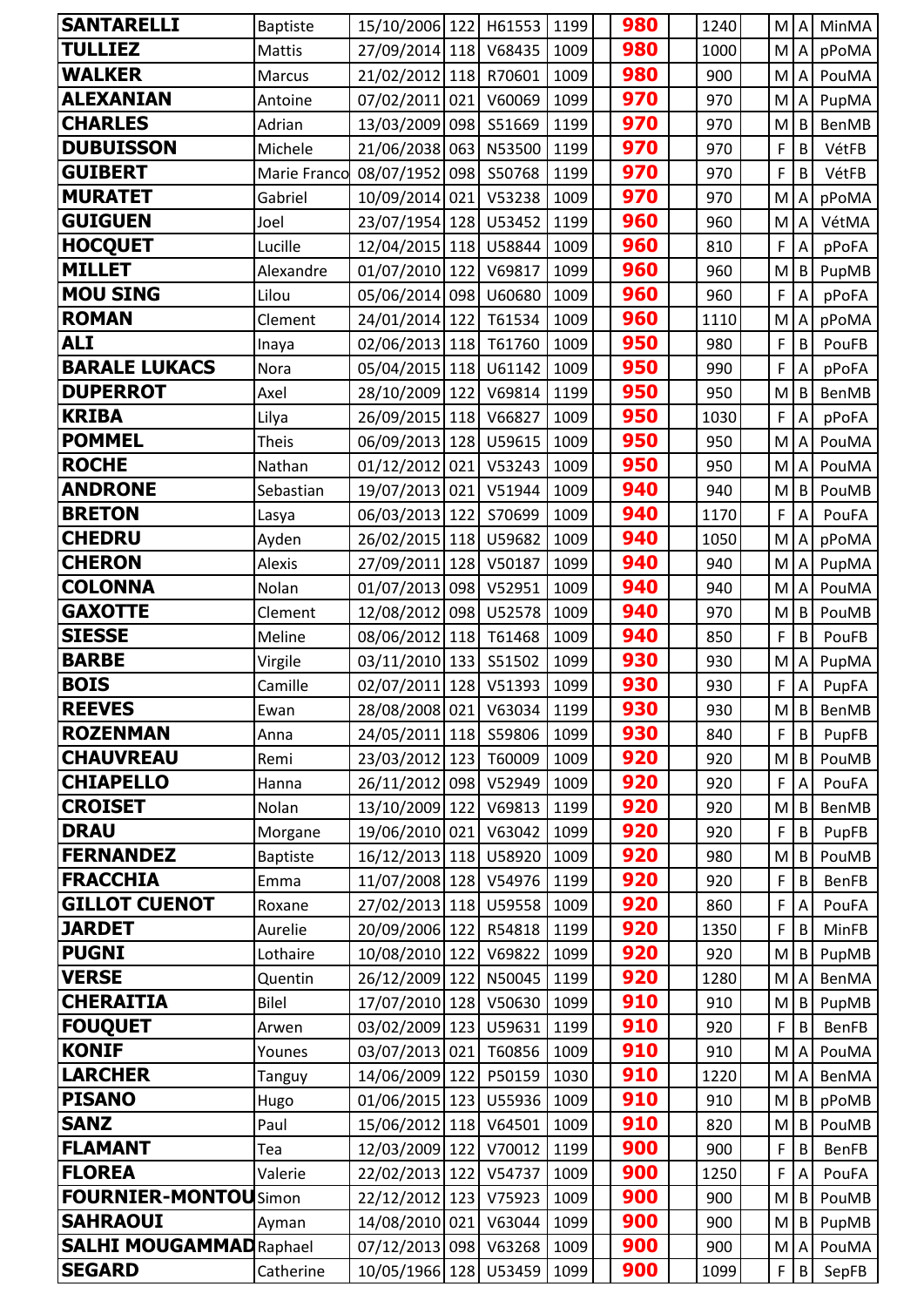| | | | | | | | | | | | | |
|---|---|---|---|---|---|---|---|---|---|---|---|---|
| **SANTARELLI** | Baptiste | 15/10/2006 | 122 | H61553 | 1199 | | **980** | | 1240 | M | A | MinMA |
| **TULLIEZ** | Mattis | 27/09/2014 | 118 | V68435 | 1009 | | **980** | | 1000 | M | A | pPoMA |
| **WALKER** | Marcus | 21/02/2012 | 118 | R70601 | 1009 | | **980** | | 900 | M | A | PouMA |
| **ALEXANIAN** | Antoine | 07/02/2011 | 021 | V60069 | 1099 | | **970** | | 970 | M | A | PupMA |
| **CHARLES** | Adrian | 13/03/2009 | 098 | S51669 | 1199 | | **970** | | 970 | M | B | BenMB |
| **DUBUISSON** | Michele | 21/06/2038 | 063 | N53500 | 1199 | | **970** | | 970 | F | B | VétFB |
| **GUIBERT** | Marie Franco | 08/07/1952 | 098 | S50768 | 1199 | | **970** | | 970 | F | B | VétFB |
| **MURATET** | Gabriel | 10/09/2014 | 021 | V53238 | 1009 | | **970** | | 970 | M | A | pPoMA |
| **GUIGUEN** | Joel | 23/07/1954 | 128 | U53452 | 1199 | | **960** | | 960 | M | A | VétMA |
| **HOCQUET** | Lucille | 12/04/2015 | 118 | U58844 | 1009 | | **960** | | 810 | F | A | pPoFA |
| **MILLET** | Alexandre | 01/07/2010 | 122 | V69817 | 1099 | | **960** | | 960 | M | B | PupMB |
| **MOU SING** | Lilou | 05/06/2014 | 098 | U60680 | 1009 | | **960** | | 960 | F | A | pPoFA |
| **ROMAN** | Clement | 24/01/2014 | 122 | T61534 | 1009 | | **960** | | 1110 | M | A | pPoMA |
| **ALI** | Inaya | 02/06/2013 | 118 | T61760 | 1009 | | **950** | | 980 | F | B | PouFB |
| **BARALE LUKACS** | Nora | 05/04/2015 | 118 | U61142 | 1009 | | **950** | | 990 | F | A | pPoFA |
| **DUPERROT** | Axel | 28/10/2009 | 122 | V69814 | 1199 | | **950** | | 950 | M | B | BenMB |
| **KRIBA** | Lilya | 26/09/2015 | 118 | V66827 | 1009 | | **950** | | 1030 | F | A | pPoFA |
| **POMMEL** | Theis | 06/09/2013 | 128 | U59615 | 1009 | | **950** | | 950 | M | A | PouMA |
| **ROCHE** | Nathan | 01/12/2012 | 021 | V53243 | 1009 | | **950** | | 950 | M | A | PouMA |
| **ANDRONE** | Sebastian | 19/07/2013 | 021 | V51944 | 1009 | | **940** | | 940 | M | B | PouMB |
| **BRETON** | Lasya | 06/03/2013 | 122 | S70699 | 1009 | | **940** | | 1170 | F | A | PouFA |
| **CHEDRU** | Ayden | 26/02/2015 | 118 | U59682 | 1009 | | **940** | | 1050 | M | A | pPoMA |
| **CHERON** | Alexis | 27/09/2011 | 128 | V50187 | 1099 | | **940** | | 940 | M | A | PupMA |
| **COLONNA** | Nolan | 01/07/2013 | 098 | V52951 | 1009 | | **940** | | 940 | M | A | PouMA |
| **GAXOTTE** | Clement | 12/08/2012 | 098 | U52578 | 1009 | | **940** | | 970 | M | B | PouMB |
| **SIESSE** | Meline | 08/06/2012 | 118 | T61468 | 1009 | | **940** | | 850 | F | B | PouFB |
| **BARBE** | Virgile | 03/11/2010 | 133 | S51502 | 1099 | | **930** | | 930 | M | A | PupMA |
| **BOIS** | Camille | 02/07/2011 | 128 | V51393 | 1099 | | **930** | | 930 | F | A | PupFA |
| **REEVES** | Ewan | 28/08/2008 | 021 | V63034 | 1199 | | **930** | | 930 | M | B | BenMB |
| **ROZENMAN** | Anna | 24/05/2011 | 118 | S59806 | 1099 | | **930** | | 840 | F | B | PupFB |
| **CHAUVREAU** | Remi | 23/03/2012 | 123 | T60009 | 1009 | | **920** | | 920 | M | B | PouMB |
| **CHIAPELLO** | Hanna | 26/11/2012 | 098 | V52949 | 1009 | | **920** | | 920 | F | A | PouFA |
| **CROISET** | Nolan | 13/10/2009 | 122 | V69813 | 1199 | | **920** | | 920 | M | B | BenMB |
| **DRAU** | Morgane | 19/06/2010 | 021 | V63042 | 1099 | | **920** | | 920 | F | B | PupFB |
| **FERNANDEZ** | Baptiste | 16/12/2013 | 118 | U58920 | 1009 | | **920** | | 980 | M | B | PouMB |
| **FRACCHIA** | Emma | 11/07/2008 | 128 | V54976 | 1199 | | **920** | | 920 | F | B | BenFB |
| **GILLOT CUENOT** | Roxane | 27/02/2013 | 118 | U59558 | 1009 | | **920** | | 860 | F | A | PouFA |
| **JARDET** | Aurelie | 20/09/2006 | 122 | R54818 | 1199 | | **920** | | 1350 | F | B | MinFB |
| **PUGNI** | Lothaire | 10/08/2010 | 122 | V69822 | 1099 | | **920** | | 920 | M | B | PupMB |
| **VERSE** | Quentin | 26/12/2009 | 122 | N50045 | 1199 | | **920** | | 1280 | M | A | BenMA |
| **CHERAITIA** | Bilel | 17/07/2010 | 128 | V50630 | 1099 | | **910** | | 910 | M | B | PupMB |
| **FOUQUET** | Arwen | 03/02/2009 | 123 | U59631 | 1199 | | **910** | | 920 | F | B | BenFB |
| **KONIF** | Younes | 03/07/2013 | 021 | T60856 | 1009 | | **910** | | 910 | M | A | PouMA |
| **LARCHER** | Tanguy | 14/06/2009 | 122 | P50159 | 1030 | | **910** | | 1220 | M | A | BenMA |
| **PISANO** | Hugo | 01/06/2015 | 123 | U55936 | 1009 | | **910** | | 910 | M | B | pPoMB |
| **SANZ** | Paul | 15/06/2012 | 118 | V64501 | 1009 | | **910** | | 820 | M | B | PouMB |
| **FLAMANT** | Tea | 12/03/2009 | 122 | V70012 | 1199 | | **900** | | 900 | F | B | BenFB |
| **FLOREA** | Valerie | 22/02/2013 | 122 | V54737 | 1009 | | **900** | | 1250 | F | A | PouFA |
| **FOURNIER-MONTOU** | Simon | 22/12/2012 | 123 | V75923 | 1009 | | **900** | | 900 | M | B | PouMB |
| **SAHRAOUI** | Ayman | 14/08/2010 | 021 | V63044 | 1099 | | **900** | | 900 | M | B | PupMB |
| **SALHI MOUGAMMAD** | Raphael | 07/12/2013 | 098 | V63268 | 1009 | | **900** | | 900 | M | A | PouMA |
| **SEGARD** | Catherine | 10/05/1966 | 128 | U53459 | 1099 | | **900** | | 1099 | F | B | SepFB |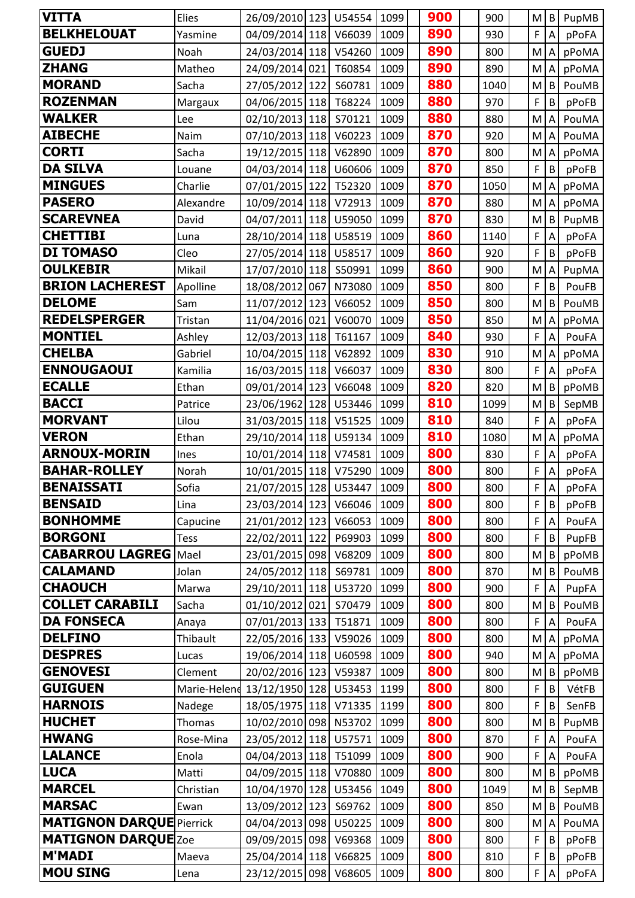| | | | | | | | | | | | | | |
|---|---|---|---|---|---|---|---|---|---|---|---|---|---|
| **VITTA** | Elies | 26/09/2010 | 123 | U54554 | 1099 | | **900** | | 900 | | M | B | PupMB |
| **BELKHELOUAT** | Yasmine | 04/09/2014 | 118 | V66039 | 1009 | | **890** | | 930 | | F | A | pPoFA |
| **GUEDJ** | Noah | 24/03/2014 | 118 | V54260 | 1009 | | **890** | | 800 | | M | A | pPoMA |
| **ZHANG** | Matheo | 24/09/2014 | 021 | T60854 | 1009 | | **890** | | 890 | | M | A | pPoMA |
| **MORAND** | Sacha | 27/05/2012 | 122 | S60781 | 1009 | | **880** | | 1040 | | M | B | PouMB |
| **ROZENMAN** | Margaux | 04/06/2015 | 118 | T68224 | 1009 | | **880** | | 970 | | F | B | pPoFB |
| **WALKER** | Lee | 02/10/2013 | 118 | S70121 | 1009 | | **880** | | 880 | | M | A | PouMA |
| **AIBECHE** | Naim | 07/10/2013 | 118 | V60223 | 1009 | | **870** | | 920 | | M | A | PouMA |
| **CORTI** | Sacha | 19/12/2015 | 118 | V62890 | 1009 | | **870** | | 800 | | M | A | pPoMA |
| **DA SILVA** | Louane | 04/03/2014 | 118 | U60606 | 1009 | | **870** | | 850 | | F | B | pPoFB |
| **MINGUES** | Charlie | 07/01/2015 | 122 | T52320 | 1009 | | **870** | | 1050 | | M | A | pPoMA |
| **PASERO** | Alexandre | 10/09/2014 | 118 | V72913 | 1009 | | **870** | | 880 | | M | A | pPoMA |
| **SCAREVNEA** | David | 04/07/2011 | 118 | U59050 | 1099 | | **870** | | 830 | | M | B | PupMB |
| **CHETTIBI** | Luna | 28/10/2014 | 118 | U58519 | 1009 | | **860** | | 1140 | | F | A | pPoFA |
| **DI TOMASO** | Cleo | 27/05/2014 | 118 | U58517 | 1009 | | **860** | | 920 | | F | B | pPoFB |
| **OULKEBIR** | Mikail | 17/07/2010 | 118 | S50991 | 1099 | | **860** | | 900 | | M | A | PupMA |
| **BRION LACHEREST** | Apolline | 18/08/2012 | 067 | N73080 | 1009 | | **850** | | 800 | | F | B | PouFB |
| **DELOME** | Sam | 11/07/2012 | 123 | V66052 | 1009 | | **850** | | 800 | | M | B | PouMB |
| **REDELSPERGER** | Tristan | 11/04/2016 | 021 | V60070 | 1009 | | **850** | | 850 | | M | A | pPoMA |
| **MONTIEL** | Ashley | 12/03/2013 | 118 | T61167 | 1009 | | **840** | | 930 | | F | A | PouFA |
| **CHELBA** | Gabriel | 10/04/2015 | 118 | V62892 | 1009 | | **830** | | 910 | | M | A | pPoMA |
| **ENNOUGAOUI** | Kamilia | 16/03/2015 | 118 | V66037 | 1009 | | **830** | | 800 | | F | A | pPoFA |
| **ECALLE** | Ethan | 09/01/2014 | 123 | V66048 | 1009 | | **820** | | 820 | | M | B | pPoMB |
| **BACCI** | Patrice | 23/06/1962 | 128 | U53446 | 1099 | | **810** | | 1099 | | M | B | SepMB |
| **MORVANT** | Lilou | 31/03/2015 | 118 | V51525 | 1009 | | **810** | | 840 | | F | A | pPoFA |
| **VERON** | Ethan | 29/10/2014 | 118 | U59134 | 1009 | | **810** | | 1080 | | M | A | pPoMA |
| **ARNOUX-MORIN** | Ines | 10/01/2014 | 118 | V74581 | 1009 | | **800** | | 830 | | F | A | pPoFA |
| **BAHAR-ROLLEY** | Norah | 10/01/2015 | 118 | V75290 | 1009 | | **800** | | 800 | | F | A | pPoFA |
| **BENAISSATI** | Sofia | 21/07/2015 | 128 | U53447 | 1009 | | **800** | | 800 | | F | A | pPoFA |
| **BENSAID** | Lina | 23/03/2014 | 123 | V66046 | 1009 | | **800** | | 800 | | F | B | pPoFB |
| **BONHOMME** | Capucine | 21/01/2012 | 123 | V66053 | 1009 | | **800** | | 800 | | F | A | PouFA |
| **BORGONI** | Tess | 22/02/2011 | 122 | P69903 | 1099 | | **800** | | 800 | | F | B | PupFB |
| **CABARROU LAGREG** | Mael | 23/01/2015 | 098 | V68209 | 1009 | | **800** | | 800 | | M | B | pPoMB |
| **CALAMAND** | Jolan | 24/05/2012 | 118 | S69781 | 1009 | | **800** | | 870 | | M | B | PouMB |
| **CHAOUCH** | Marwa | 29/10/2011 | 118 | U53720 | 1099 | | **800** | | 900 | | F | A | PupFA |
| **COLLET CARABILI** | Sacha | 01/10/2012 | 021 | S70479 | 1009 | | **800** | | 800 | | M | B | PouMB |
| **DA FONSECA** | Anaya | 07/01/2013 | 133 | T51871 | 1009 | | **800** | | 800 | | F | A | PouFA |
| **DELFINO** | Thibault | 22/05/2016 | 133 | V59026 | 1009 | | **800** | | 800 | | M | A | pPoMA |
| **DESPRES** | Lucas | 19/06/2014 | 118 | U60598 | 1009 | | **800** | | 940 | | M | A | pPoMA |
| **GENOVESI** | Clement | 20/02/2016 | 123 | V59387 | 1009 | | **800** | | 800 | | M | B | pPoMB |
| **GUIGUEN** | Marie-Helene | 13/12/1950 | 128 | U53453 | 1199 | | **800** | | 800 | | F | B | VétFB |
| **HARNOIS** | Nadege | 18/05/1975 | 118 | V71335 | 1199 | | **800** | | 800 | | F | B | SenFB |
| **HUCHET** | Thomas | 10/02/2010 | 098 | N53702 | 1099 | | **800** | | 800 | | M | B | PupMB |
| **HWANG** | Rose-Mina | 23/05/2012 | 118 | U57571 | 1009 | | **800** | | 870 | | F | A | PouFA |
| **LALANCE** | Enola | 04/04/2013 | 118 | T51099 | 1009 | | **800** | | 900 | | F | A | PouFA |
| **LUCA** | Matti | 04/09/2015 | 118 | V70880 | 1009 | | **800** | | 800 | | M | B | pPoMB |
| **MARCEL** | Christian | 10/04/1970 | 128 | U53456 | 1049 | | **800** | | 1049 | | M | B | SepMB |
| **MARSAC** | Ewan | 13/09/2012 | 123 | S69762 | 1009 | | **800** | | 850 | | M | B | PouMB |
| **MATIGNON DARQUE** | Pierrick | 04/04/2013 | 098 | U50225 | 1009 | | **800** | | 800 | | M | A | PouMA |
| **MATIGNON DARQUE** | Zoe | 09/09/2015 | 098 | V69368 | 1009 | | **800** | | 800 | | F | B | pPoFB |
| **M'MADI** | Maeva | 25/04/2014 | 118 | V66825 | 1009 | | **800** | | 810 | | F | B | pPoFB |
| **MOU SING** | Lena | 23/12/2015 | 098 | V68605 | 1009 | | **800** | | 800 | | F | A | pPoFA |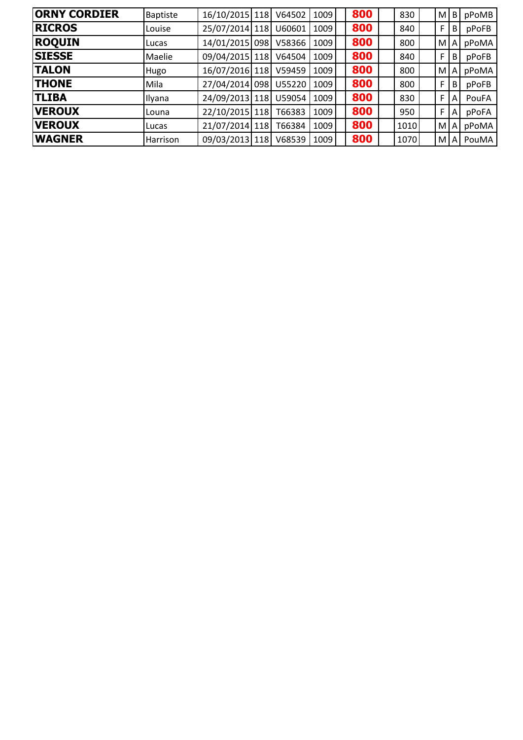| | | | | | | | | | | | | | |
|---|---|---|---|---|---|---|---|---|---|---|---|---|---|
| **ORNY CORDIER** | Baptiste | 16/10/2015 | 118 | V64502 | 1009 | | **800** | | 830 | | M | B | pPoMB |
| **RICROS** | Louise | 25/07/2014 | 118 | U60601 | 1009 | | **800** | | 840 | | F | B | pPoFB |
| **ROQUIN** | Lucas | 14/01/2015 | 098 | V58366 | 1009 | | **800** | | 800 | | M | A | pPoMA |
| **SIESSE** | Maelie | 09/04/2015 | 118 | V64504 | 1009 | | **800** | | 840 | | F | B | pPoFB |
| **TALON** | Hugo | 16/07/2016 | 118 | V59459 | 1009 | | **800** | | 800 | | M | A | pPoMA |
| **THONE** | Mila | 27/04/2014 | 098 | U55220 | 1009 | | **800** | | 800 | | F | B | pPoFB |
| **TLIBA** | Ilyana | 24/09/2013 | 118 | U59054 | 1009 | | **800** | | 830 | | F | A | PouFA |
| **VEROUX** | Louna | 22/10/2015 | 118 | T66383 | 1009 | | **800** | | 950 | | F | A | pPoFA |
| **VEROUX** | Lucas | 21/07/2014 | 118 | T66384 | 1009 | | **800** | | 1010 | | M | A | pPoMA |
| **WAGNER** | Harrison | 09/03/2013 | 118 | V68539 | 1009 | | **800** | | 1070 | | M | A | PouMA |